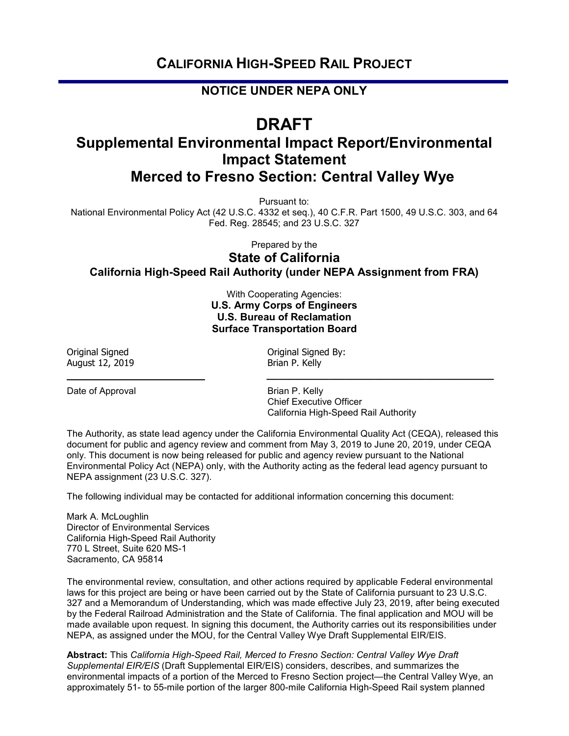# CALIFORNIA HIGH-SPEED RAIL PROJECT

## NOTICE UNDER NEPA ONLY

# DRAFT

## Supplemental Environmental Impact Report/Environmental Impact Statement Merced to Fresno Section: Central Valley Wye

Pursuant to:
National Environmental Policy Act (42 U.S.C. 4332 et seq.), 40 C.F.R. Part 1500, 49 U.S.C. 303, and 64 Fed. Reg. 28545; and 23 U.S.C. 327

Prepared by the

**State of California**
**California High-Speed Rail Authority (under NEPA Assignment from FRA)**

With Cooperating Agencies:
**U.S. Army Corps of Engineers**
**U.S. Bureau of Reclamation**
**Surface Transportation Board**

Original Signed
August 12, 2019

Date of Approval

Original Signed By:
Brian P. Kelly

Brian P. Kelly
Chief Executive Officer
California High-Speed Rail Authority

The Authority, as state lead agency under the California Environmental Quality Act (CEQA), released this document for public and agency review and comment from May 3, 2019 to June 20, 2019, under CEQA only. This document is now being released for public and agency review pursuant to the National Environmental Policy Act (NEPA) only, with the Authority acting as the federal lead agency pursuant to NEPA assignment (23 U.S.C. 327).

The following individual may be contacted for additional information concerning this document:

Mark A. McLoughlin
Director of Environmental Services
California High-Speed Rail Authority
770 L Street, Suite 620 MS-1
Sacramento, CA 95814

The environmental review, consultation, and other actions required by applicable Federal environmental laws for this project are being or have been carried out by the State of California pursuant to 23 U.S.C. 327 and a Memorandum of Understanding, which was made effective July 23, 2019, after being executed by the Federal Railroad Administration and the State of California. The final application and MOU will be made available upon request. In signing this document, the Authority carries out its responsibilities under NEPA, as assigned under the MOU, for the Central Valley Wye Draft Supplemental EIR/EIS.

**Abstract:** This *California High-Speed Rail, Merced to Fresno Section: Central Valley Wye Draft Supplemental EIR/EIS* (Draft Supplemental EIR/EIS) considers, describes, and summarizes the environmental impacts of a portion of the Merced to Fresno Section project—the Central Valley Wye, an approximately 51- to 55-mile portion of the larger 800-mile California High-Speed Rail system planned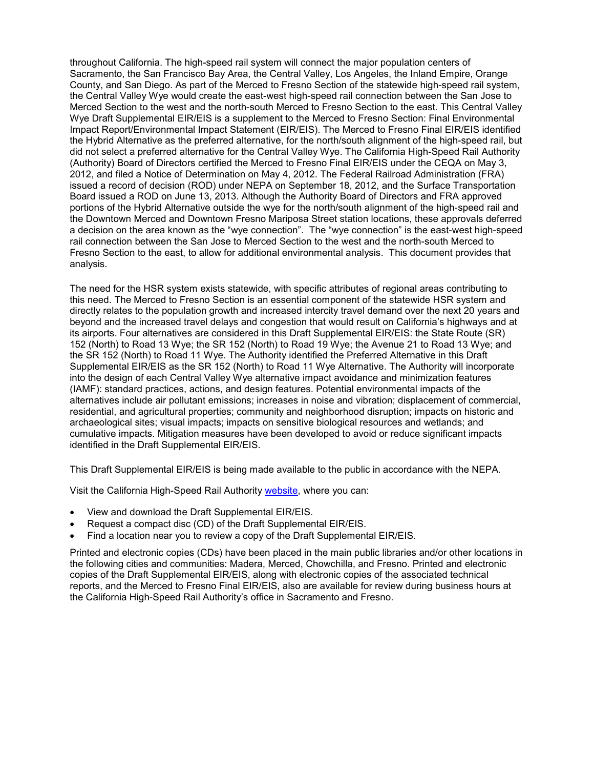throughout California. The high-speed rail system will connect the major population centers of Sacramento, the San Francisco Bay Area, the Central Valley, Los Angeles, the Inland Empire, Orange County, and San Diego. As part of the Merced to Fresno Section of the statewide high-speed rail system, the Central Valley Wye would create the east-west high-speed rail connection between the San Jose to Merced Section to the west and the north-south Merced to Fresno Section to the east. This Central Valley Wye Draft Supplemental EIR/EIS is a supplement to the Merced to Fresno Section: Final Environmental Impact Report/Environmental Impact Statement (EIR/EIS). The Merced to Fresno Final EIR/EIS identified the Hybrid Alternative as the preferred alternative, for the north/south alignment of the high-speed rail, but did not select a preferred alternative for the Central Valley Wye. The California High-Speed Rail Authority (Authority) Board of Directors certified the Merced to Fresno Final EIR/EIS under the CEQA on May 3, 2012, and filed a Notice of Determination on May 4, 2012. The Federal Railroad Administration (FRA) issued a record of decision (ROD) under NEPA on September 18, 2012, and the Surface Transportation Board issued a ROD on June 13, 2013. Although the Authority Board of Directors and FRA approved portions of the Hybrid Alternative outside the wye for the north/south alignment of the high-speed rail and the Downtown Merced and Downtown Fresno Mariposa Street station locations, these approvals deferred a decision on the area known as the "wye connection". The "wye connection" is the east-west high-speed rail connection between the San Jose to Merced Section to the west and the north-south Merced to Fresno Section to the east, to allow for additional environmental analysis. This document provides that analysis.

The need for the HSR system exists statewide, with specific attributes of regional areas contributing to this need. The Merced to Fresno Section is an essential component of the statewide HSR system and directly relates to the population growth and increased intercity travel demand over the next 20 years and beyond and the increased travel delays and congestion that would result on California's highways and at its airports. Four alternatives are considered in this Draft Supplemental EIR/EIS: the State Route (SR) 152 (North) to Road 13 Wye; the SR 152 (North) to Road 19 Wye; the Avenue 21 to Road 13 Wye; and the SR 152 (North) to Road 11 Wye. The Authority identified the Preferred Alternative in this Draft Supplemental EIR/EIS as the SR 152 (North) to Road 11 Wye Alternative. The Authority will incorporate into the design of each Central Valley Wye alternative impact avoidance and minimization features (IAMF): standard practices, actions, and design features. Potential environmental impacts of the alternatives include air pollutant emissions; increases in noise and vibration; displacement of commercial, residential, and agricultural properties; community and neighborhood disruption; impacts on historic and archaeological sites; visual impacts; impacts on sensitive biological resources and wetlands; and cumulative impacts. Mitigation measures have been developed to avoid or reduce significant impacts identified in the Draft Supplemental EIR/EIS.

This Draft Supplemental EIR/EIS is being made available to the public in accordance with the NEPA.

Visit the California High-Speed Rail Authority website, where you can:

- View and download the Draft Supplemental EIR/EIS.
- Request a compact disc (CD) of the Draft Supplemental EIR/EIS.
- Find a location near you to review a copy of the Draft Supplemental EIR/EIS.

Printed and electronic copies (CDs) have been placed in the main public libraries and/or other locations in the following cities and communities: Madera, Merced, Chowchilla, and Fresno. Printed and electronic copies of the Draft Supplemental EIR/EIS, along with electronic copies of the associated technical reports, and the Merced to Fresno Final EIR/EIS, also are available for review during business hours at the California High-Speed Rail Authority's office in Sacramento and Fresno.